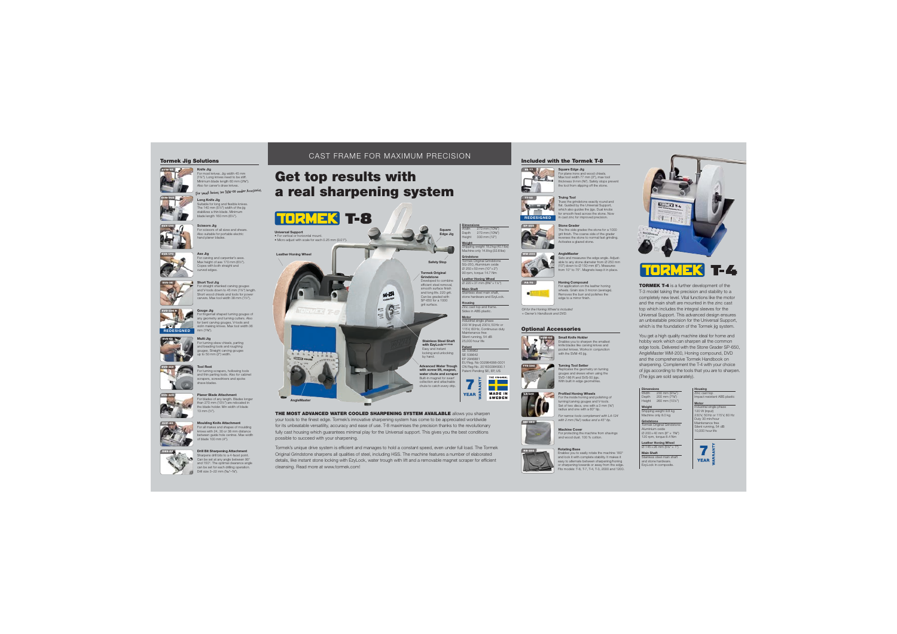## Tormek Jig Solutions

**SVM-45 Knife Jig**
For most knives. Jig width 45 mm (1¾"). Long knives need to be stiff. Minimum blade length 60 mm (2⅜"). Also for carver's draw knives.

*For small knives see SVM-00 under Accessories.*

**SVM-140 Long Knife Jig**
Suitable for long and flexible knives. The 140 mm (5½") width of the jig stabilizes a thin blade. Minimum blade length 160 mm (6¼").

**SVX-150 Scissors Jig**
For scissors of all sizes and shears. Also suitable for portable electric hand planer blades.

**SVA-170 Axe Jig**
For carving and carpenter's axes. Max height of axe 170 mm (6¾"). Copes with both straight and curved edges.

**SVS-38 Short Tool Jig**
For straight shanked carving gouges and V-tools down to 45 mm (1¾") length. Short wood chisels and tools for power carvers. Max tool width 38 mm (1½").

**SVD-186 R Gouge Jig** (REDESIGNED)
For fingernail shaped turning gouges of any geometry and turning cutters. Also for bent carving gouges, V-tools and violin making knives. Max tool width 36 mm (1⅜").

**SVS-50 Multi Jig**
For turning skew chisels, parting and beading tools and roughing gouges. Straight carving gouges up to 50 mm (2") width.

**SVD-110 Tool Rest**
For turning scrapers, hollowing tools and thin parting tools. Also for cabinet scrapers, screwdrivers and spoke shave blades.

**SVH-320 Planer Blade Attachment**
For blades of any length. Blades longer than 270 mm (10½") are relocated in the blade holder. Min width of blade 13 mm (½").

**SVP-80 Moulding Knife Attachment**
For all makes and shapes of moulding knives with 24, 30 or 36 mm distance between guide hole centres. Max width of blade 100 mm (4").

**DBS-22 Drill Bit Sharpening Attachment**
Sharpens drill bits to a 4-facet point. Can be set at any angle between 90° and 150°. The optimal clearance angle can be set for each drilling operation. Drill size 3–22 mm (⅛"–⅞").

## CAST FRAME FOR MAXIMUM PRECISION

# Get top results with a real sharpening system

## TORMEK T-8

**Universal Support**
• For vertical or horizontal mount.
• Micro adjust with scale for each 0.25 mm (0.01").

**Leather Honing Wheel**

**Square Edge Jig**

**Safety Stop**

**Tormek Original Grindstone**
Developed to combine efficient steel removal, smooth surface finish and long life. 220 grit. Can be graded with SP-650 for a 1000 grit surface.

**Stainless Steel Shaft with EzyLock**
Easy and instant locking and unlocking by hand.

**Advanced Water Trough with screw lift, magnet, water chute and scraper**
Built-in magnet for exact collection and attachable chute to catch every drip.

**AngleMaster**

**Dimensions**
Width 270 mm (10⅝")
Depth 270 mm (10⅝")
Height 330 mm (13")

**Weight**
Shipping weight 16.3 kg (40.1lbs)
Machine only 14.8 kg (32.6 lbs)

**Grindstone**
Tormek Original Grindstone SG-250, Aluminium oxide
Ø 250 x 50 mm (10" x 2")
90 rpm, torque 14.7 Nm

**Leather Honing Wheel**
Ø 220 x 31 mm (8⅝" x 1¼")

**Main Shaft**
Stainless steel main shaft, stone hardware and EzyLock.

**Housing**
Zinc cast top and frame. Sides in ABS plastic.

**Motor**
Industrial single phase
200 W (input) 230V, 50Hz or 115V, 60 Hz. Continuous duty
Maintenance free
Silent running, 54 dB
25,000 hour life

**Patent**
SE 536464
SE 538642
EP 2946881
EU Reg. No. 002984358-0001
CN Reg No. 201630084500.1
Patent Pending SE, EP, US

7 YEAR WARRANTY — THE ORIGINAL — MADE IN SWEDEN

**THE MOST ADVANCED WATER COOLED SHARPENING SYSTEM AVAILABLE** allows you sharpen your tools to the finest edge. Tormek's innovative sharpening system has come to be appreciated worldwide for its unbeatable versatility, accuracy and ease of use. T-8 maximises the precision thanks to the revolutionary fully cast housing which guarantees minimal play for the Universal support. This gives you the best conditions possible to succeed with your sharpening.

Tormek's unique drive system is efficient and manages to hold a constant speed, even under full load. The Tormek Original Grindstone sharpens all qualities of steel, including HSS. The machine features a number of elaborated details, like instant stone locking with EzyLock, water trough with lift and a removable magnet scraper for efficient cleansing. Read more at www.tormek.com!

## Included with the Tormek T-8

**SE-77 Square Edge Jig**
For plane irons and wood chisels. Max tool width 77 mm (3"), max tool thickness 9 mm (⅜"). Safety stops prevent the tool from slipping off the stone.

**TT-50 Truing Tool** (REDESIGNED)
Trues the grindstone exactly round and flat. Guided by the Universal Support, which also guides the jigs. Dual knobs for smooth feed across the stone. Now in cast zinc for improved precision.

**SP-650 Stone Grader**
The fine side grades the stone for a 1000 grit finish. The coarse side of the grader reverses the stone to normal fast grinding. Activates a glazed stone.

**WM-200 AngleMaster**
Sets and measures the edge angle. Adjustable to any stone diameter from Ø 250 mm (10") down to Ø 150 mm (6"). Measures from 10° to 75°. Magnets keep it in place.

**PA-70 Honing Compound**
For application on the leather honing wheels. Grain size 3 micron (average). Removes the burr and polishes the edge to a mirror-finish.

*Oil for the Honing Wheel is included*
*+ Owner's Handbook and DVD*

## Optional Accessories

**SVM-00 Small Knife Holder**
Enables you to sharpen the smallest knife blades like carving knives and pocket knives. Works in conjunction with the SVM-45 jig.

**TTS-100 Turning Tool Setter**
Replicates the geometry on turning gouges and skews when using the SVD-186 R and SVS-50 jigs. With built in edge geometries.

**LA-120 Profiled Honing Wheels**
For the inside honing and polishing of turning/carving gouges and V-tools. Set of two discs, one with a 3 mm (⅛") radius and one with a 60° tip.

*For narrow tools complement with LA-124 with 2 mm (5⁄64") radius and a 45° tip.*

**MH-380 Machine Cover**
For protecting the machine from shavings and wood dust. 100 % cotton.

**RB-180 Rotating Base**
Enables you to easily rotate the machine 180° and lock it with complete stability. It makes it easy to alternate between sharpening/honing or sharpening towards or away from the edge. Fits models: T-8, T-7, T-4, T-3, 2000 and 1200.

## TORMEK T-4

**TORMEK T-4** is a further development of the T-3 model taking the precision and stability to a completely new level. Vital functions like the motor and the main shaft are mounted in the zinc cast top which includes the integral sleeves for the Universal Support. This advanced design ensures an unbeatable precision for the Universal Support, which is the foundation of the Tormek jig system.

You get a high quality machine ideal for home and hobby work which can sharpen all the common edge tools. Delivered with the Stone Grader SP-650, AngleMaster WM-200, Honing compound, DVD and the comprehensive Tormek Handbook on sharpening. Complement the T-4 with your choice of jigs according to the tools that you are to sharpen. (The jigs are sold separately).

**Dimensions**
Width 230 mm (9⅛")
Depth 200 mm (7⅞")
Height 260 mm (10¼")

**Weight**
Shipping weight 9.8 kg
Machine only 8.0 kg

**Grindstone**
Tormek Original Grindstone
Aluminium oxide
Ø 200 x 40 mm (8" x 1⅝")
120 rpm, torque 8.4 Nm

**Leather Honing Wheel**
Ø 145 x 26 mm (5¾" x 1")

**Main Shaft**
Stainless steel main shaft and stone hardware. EzyLock in composite.

**Housing**
Zinc cast top
Impact resistant ABS plastic

**Motor**
Industrial single phase
120 W (input)
230V, 50 Hz or 115 V, 60 Hz
Duty 30 min/hour
Maintenance free
Silent running, 54 dB
10,000 hour life

7 YEAR WARRANTY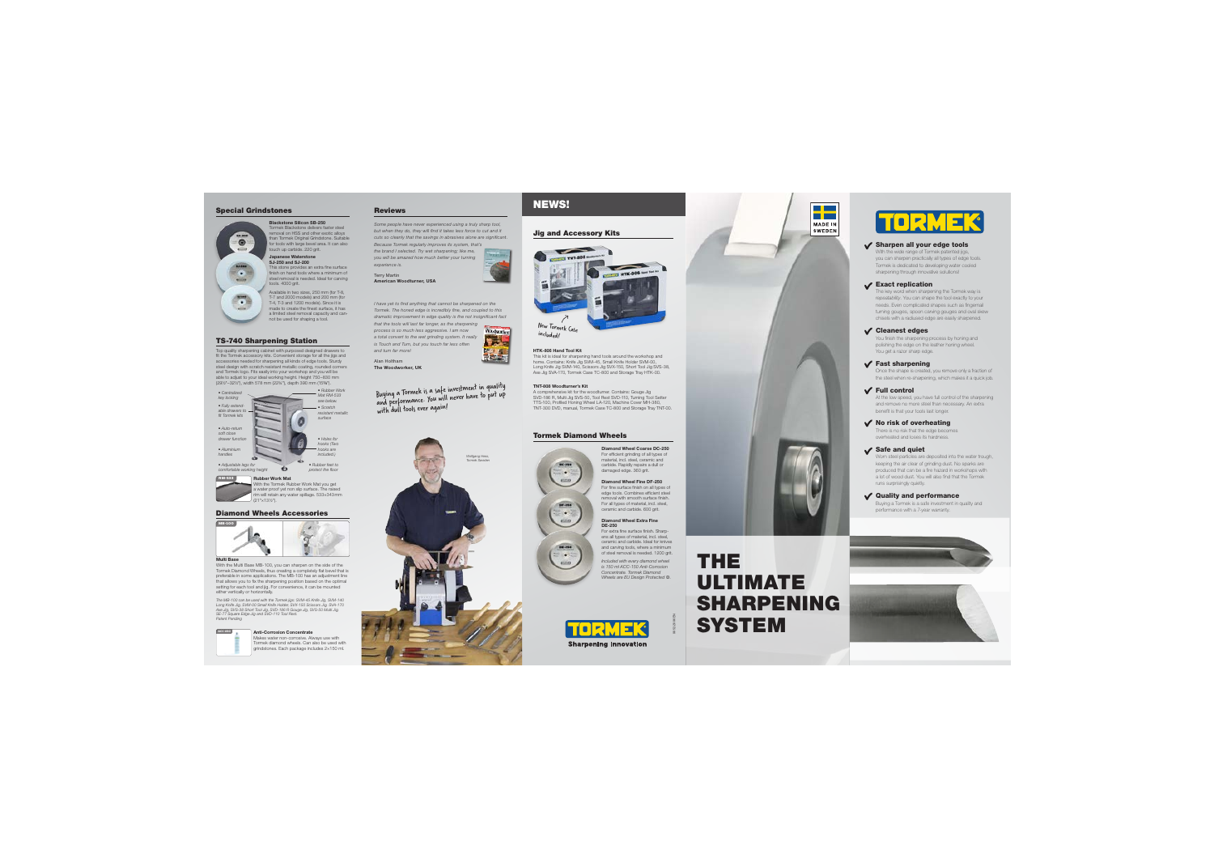## Special Grindstones

**Blackstone Silicon SB-250**
Tormek Blackstone delivers faster steel removal on HSS and other exotic alloys than Tormek Original Grindstone. Suitable for tools with large bevel area. It can also touch up carbide. 220 grit.

**Japanese Waterstone SJ-250 and SJ-200**
This stone provides an extra fine surface finish on hand tools where a minimum of steel removal is needed. Ideal for carving tools. 4000 grit.

Available in two sizes, 250 mm (for T-8, T-7 and 2000 models) and 200 mm (for T-4, T-3 and 1200 models). Since it is made to create the finest surface, it has a limited steel removal capacity and cannot be used for shaping a tool.

## TS-740 Sharpening Station

Top quality sharpening cabinet with purposed designed drawers to fit the Tormek accessory kits. Convenient storage for all the jigs and accessories needed for sharpening all kinds of edge tools. Sturdy steel design with scratch resistant metallic coating, rounded corners and Tormek logo. Fits easily into your workshop and you will be able to adjust to your ideal working height. Height 750–800 mm (29½"–32½"), width 578 mm (22¾"), depth 390 mm (15¾").

- Centralized key locking
- Fully extendable drawers to fit Tormek kits
- Auto-return soft close drawer function
- Aluminium handles
- Adjustable legs for comfortable working height
- Rubber Work Mat RM-533 see below.
- Scratch resistant metallic surface
- Holes for tools (Tool hooks are included.)
- Rubber feet to protect the floor

RM-533

**Rubber Work Mat**
With the Tormek Rubber Work Mat you get a water proof yet non slip surface. The raised rim will retain any water spillage. 533×343 mm (21"×13½").

## Diamond Wheels Accessories

MB-100

**Multi Base**
With the Multi Base MB-100, you can sharpen on the side of the Tormek Diamond Wheels, thus creating a completely flat bevel that is preferable in some applications. The MB-100 has an adjustment line that allows you to fix the sharpening position based on the optimal setting for each tool and jig. For convenience, it can be mounted either vertically or horizontally.

*The MB-100 can be used with the Tormek jigs: SVM-45 Knife Jig, SVM-140 Long Knife Jig, SVM-00 Small Knife Holder, SVX-150 Scissors Jig, SVA-170 Axe Jig, SVS-38 Short Tool Jig, SVD-186 R Gouge Jig, SVS-50 Multi Jig, SE-77 Square Edge Jig and SVD-110 Tool Rest. Patent Pending.*

ACC-150

**Anti-Corrosion Concentrate**
Makes water non-corrosive. Always use with Tormek diamond wheels. Can also be used with grindstones. Each package includes 2×150 ml.

## Reviews

*Some people have never experienced using a truly sharp tool, but when they do, they will find it takes less force to cut and it cuts so cleanly that the savings in abrasives alone are significant. Because Tormek regularly improves its system, that's the brand I selected. Try wet sharpening; like me, you will be amazed how much better your turning experience is.*

**Terry Martin**
**American Woodturner, USA**

*I have yet to find anything that cannot be sharpened on the Tormek. The honed edge is incredibly fine, and coupled to this dramatic improvement in edge quality is the not insignificant fact that the tools will last for longer, as the sharpening process is so much less aggressive. I am now a total convert to the wet grinding system. It really is Touch and Turn, but you touch far less often and turn far more!*

**Alan Holtham**
**The Woodworker, UK**

*Buying a Tormek is a safe investment in quality and performance. You will never have to put up with dull tools ever again!*

*Wolfgang Hess, Tormek Sweden*

## NEWS!

### Jig and Accessory Kits

New Tormek Case included!

**HTK-806 Hand Tool Kit**
This kit is ideal for sharpening hand tools around the workshop and home. Contains: Knife Jig SVM-45, Small Knife Holder SVM-00, Long Knife Jig SVM-140, Scissors Jig SVX-150, Short Tool Jig SVS-38, Axe Jig SVA-170, Tormek Case TC-800 and Storage Tray HTK-00.

**TNT-808 Woodturner's Kit**
A comprehensive kit for the woodturner. Contains: Gouge Jig SVD-186 R, Multi Jig SVS-50, Tool Rest SVD-110, Turning Tool Setter TTS-100, Profiled Honing Wheel LA-120, Machine Cover MH-380, TNT-300 DVD, manual, Tormek Case TC-800 and Storage Tray TNT-00.

### Tormek Diamond Wheels

**Diamond Wheel Coarse DC-250**
For efficient grinding of all types of material, incl. steel, ceramic and carbide. Rapidly repairs a dull or damaged edge. 360 grit.

**Diamond Wheel Fine DF-250**
For fine surface finish on all types of edge tools. Combines efficient steel removal with smooth surface finish. For all types of material, incl. steel, ceramic and carbide. 600 grit.

**Diamond Wheel Extra Fine DE-250**
For extra fine surface finish. Sharpens all types of material, incl. steel, ceramic and carbide. Ideal for knives and carving tools, where a minimum of steel removal is needed. 1200 grit.

*Included with every diamond wheel is 150 ml ACC-150 Anti-Corrosion Concentrate. Tormek Diamond Wheels are EU Design Protected ®.*

TORMEK
Sharpening innovation

MADE IN SWEDEN

# THE ULTIMATE SHARPENING SYSTEM

TORMEK

✔ **Sharpen all your edge tools**
With the wide range of Tormek patented jigs, you can sharpen practically all types of edge tools. Tormek is dedicated to developing water cooled sharpening through innovative solutions!

✔ **Exact replication**
The key word when sharpening the Tormek way is repeatability. You can shape the tool exactly to your needs. Even complicated shapes such as fingernail turning gouges, spoon carving gouges and oval skew chisels with a radiused edge are easily sharpened.

✔ **Cleanest edges**
You finish the sharpening process by honing and polishing the edge on the leather honing wheel. You get a razor sharp edge.

✔ **Fast sharpening**
Once the shape is created, you remove only a fraction of the steel when re-sharpening, which makes it a quick job.

✔ **Full control**
At the low speed, you have full control of the sharpening and remove no more steel than necessary. An extra benefit is that your tools last longer.

✔ **No risk of overheating**
There is no risk that the edge becomes overheated and loses its hardness.

✔ **Safe and quiet**
Worn steel particles are deposited into the water trough, keeping the air clear of grinding dust. No sparks are produced that can be a fire hazard in workshops with a lot of wood dust. You will also find that the Tormek runs surprisingly quietly.

✔ **Quality and performance**
Buying a Tormek is a safe investment in quality and performance with a 7-year warranty.